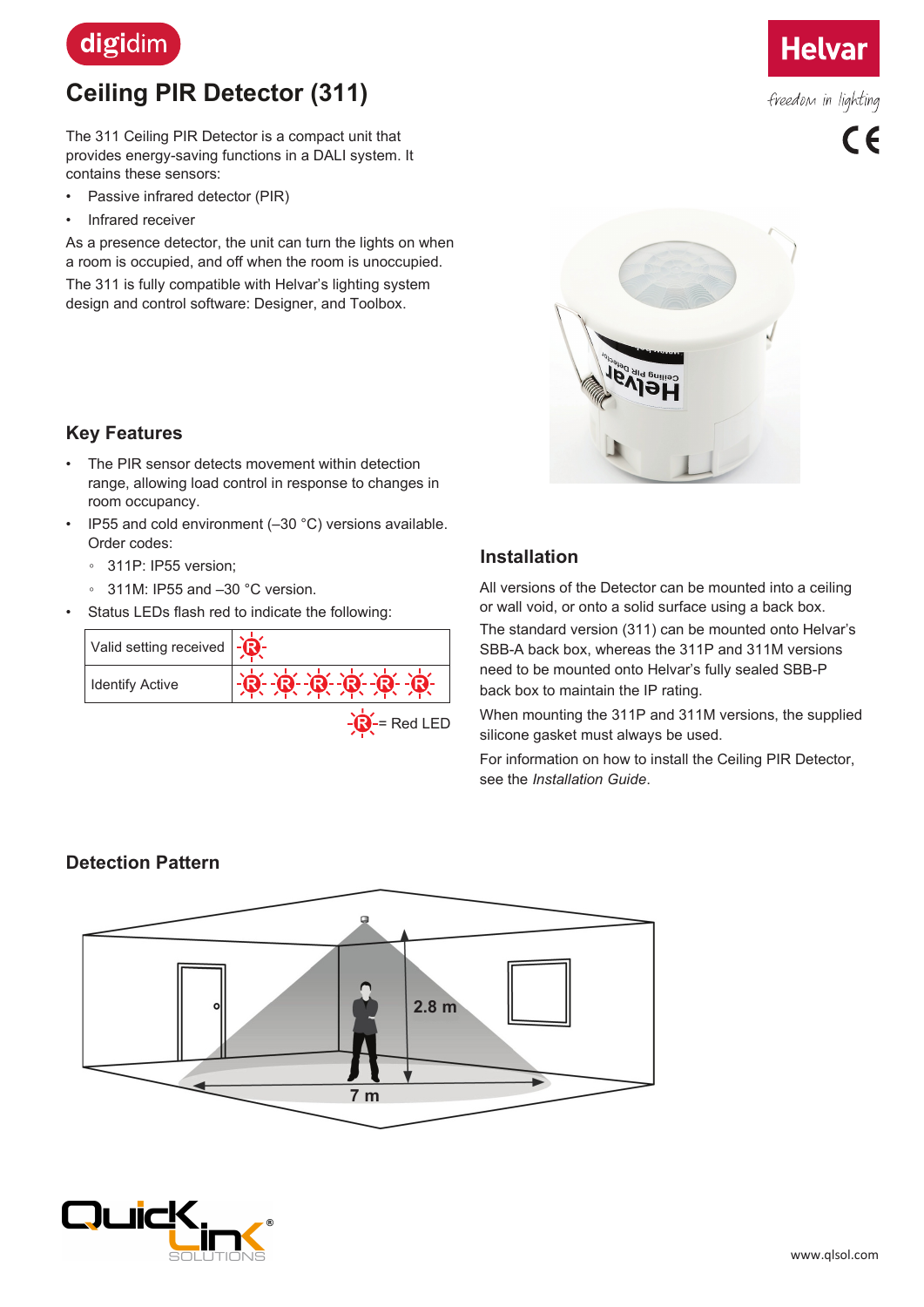digidim

# Ceiling PIR Detector (311)

Helvar

freedom in lighting

The 311 Ceiling PIR Detector is a compact unit that provides energy-saving functions in a DALI system. It contains these sensors:

- Passive infrared detector (PIR)
- Infrared receiver

As a presence detector, the unit can turn the lights on when a room is occupied, and off when the room is unoccupied.

The 311 is fully compatible with Helvar's lighting system design and control software: Designer, and Toolbox.

## Key Features

- The PIR sensor detects movement within detection range, allowing load control in response to changes in room occupancy.
- IP55 and cold environment (–30 °C) versions available. Order codes:
  - 311P: IP55 version;
  - 311M: IP55 and –30 °C version.
- Status LEDs flash red to indicate the following:

| Valid setting received | R |
|---|---|
| Identify Active | R R R R R R |

R = Red LED

## Installation

All versions of the Detector can be mounted into a ceiling or wall void, or onto a solid surface using a back box.

The standard version (311) can be mounted onto Helvar's SBB-A back box, whereas the 311P and 311M versions need to be mounted onto Helvar's fully sealed SBB-P back box to maintain the IP rating.

When mounting the 311P and 311M versions, the supplied silicone gasket must always be used.

For information on how to install the Ceiling PIR Detector, see the *Installation Guide*.

## Detection Pattern

2.8 m

7 m

www.qlsol.com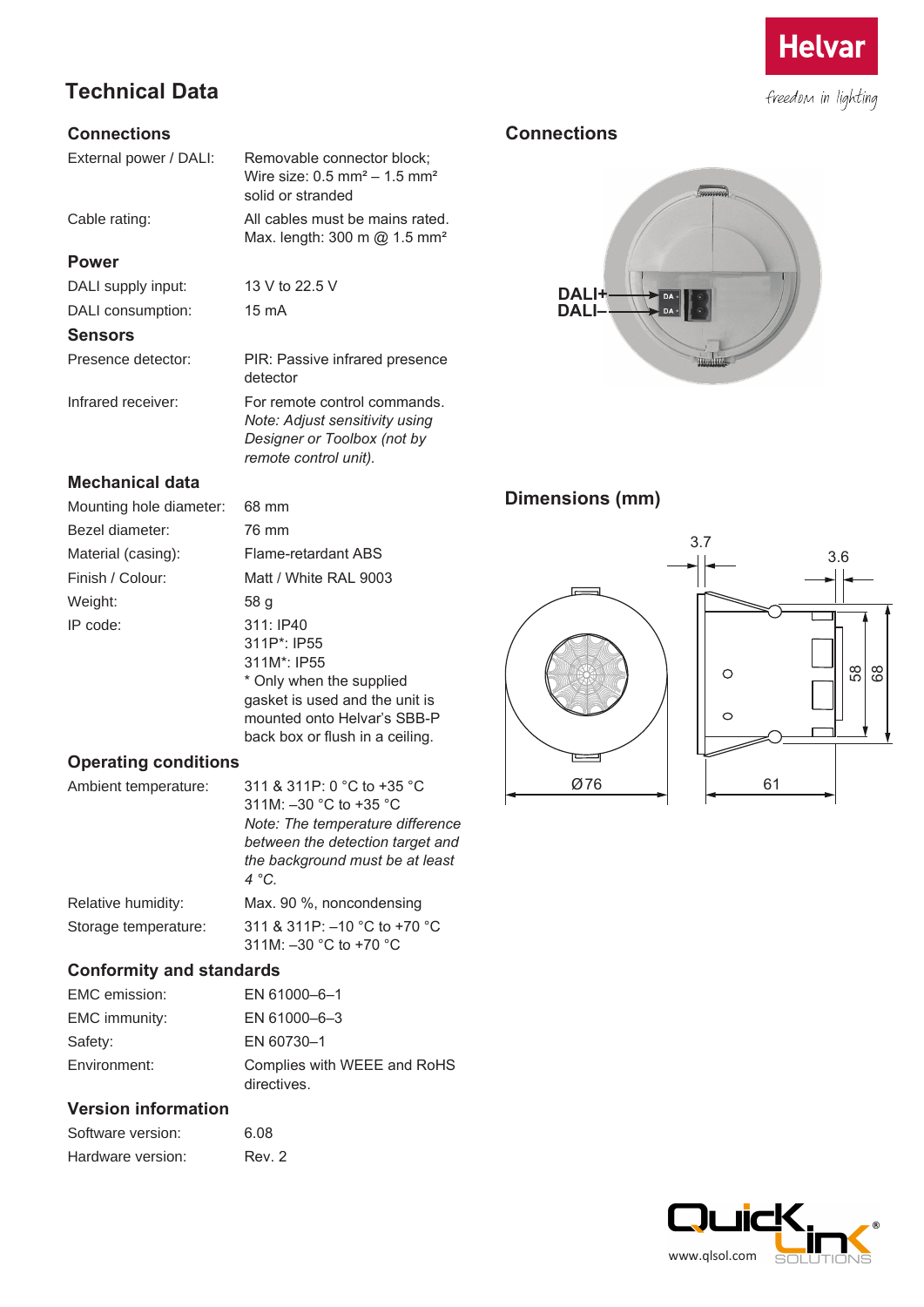# Technical Data

## Connections

| | |
|---|---|
| External power / DALI: | Removable connector block; Wire size: 0.5 mm² – 1.5 mm² solid or stranded |
| Cable rating: | All cables must be mains rated. Max. length: 300 m @ 1.5 mm² |

## Power

| | |
|---|---|
| DALI supply input: | 13 V to 22.5 V |
| DALI consumption: | 15 mA |

## Sensors

| | |
|---|---|
| Presence detector: | PIR: Passive infrared presence detector |
| Infrared receiver: | For remote control commands. *Note: Adjust sensitivity using Designer or Toolbox (not by remote control unit).* |

## Mechanical data

| | |
|---|---|
| Mounting hole diameter: | 68 mm |
| Bezel diameter: | 76 mm |
| Material (casing): | Flame-retardant ABS |
| Finish / Colour: | Matt / White RAL 9003 |
| Weight: | 58 g |
| IP code: | 311: IP40<br>311P*: IP55<br>311M*: IP55<br>* Only when the supplied gasket is used and the unit is mounted onto Helvar's SBB-P back box or flush in a ceiling. |

## Operating conditions

| | |
|---|---|
| Ambient temperature: | 311 & 311P: 0 °C to +35 °C<br>311M: –30 °C to +35 °C<br>*Note: The temperature difference between the detection target and the background must be at least 4 °C.* |
| Relative humidity: | Max. 90 %, noncondensing |
| Storage temperature: | 311 & 311P: –10 °C to +70 °C<br>311M: –30 °C to +70 °C |

## Conformity and standards

| | |
|---|---|
| EMC emission: | EN 61000–6–1 |
| EMC immunity: | EN 61000–6–3 |
| Safety: | EN 60730–1 |
| Environment: | Complies with WEEE and RoHS directives. |

## Version information

| | |
|---|---|
| Software version: | 6.08 |
| Hardware version: | Rev. 2 |

## Connections

DALI+
DALI–

## Dimensions (mm)

3.7
3.6
58
68
Ø76
61